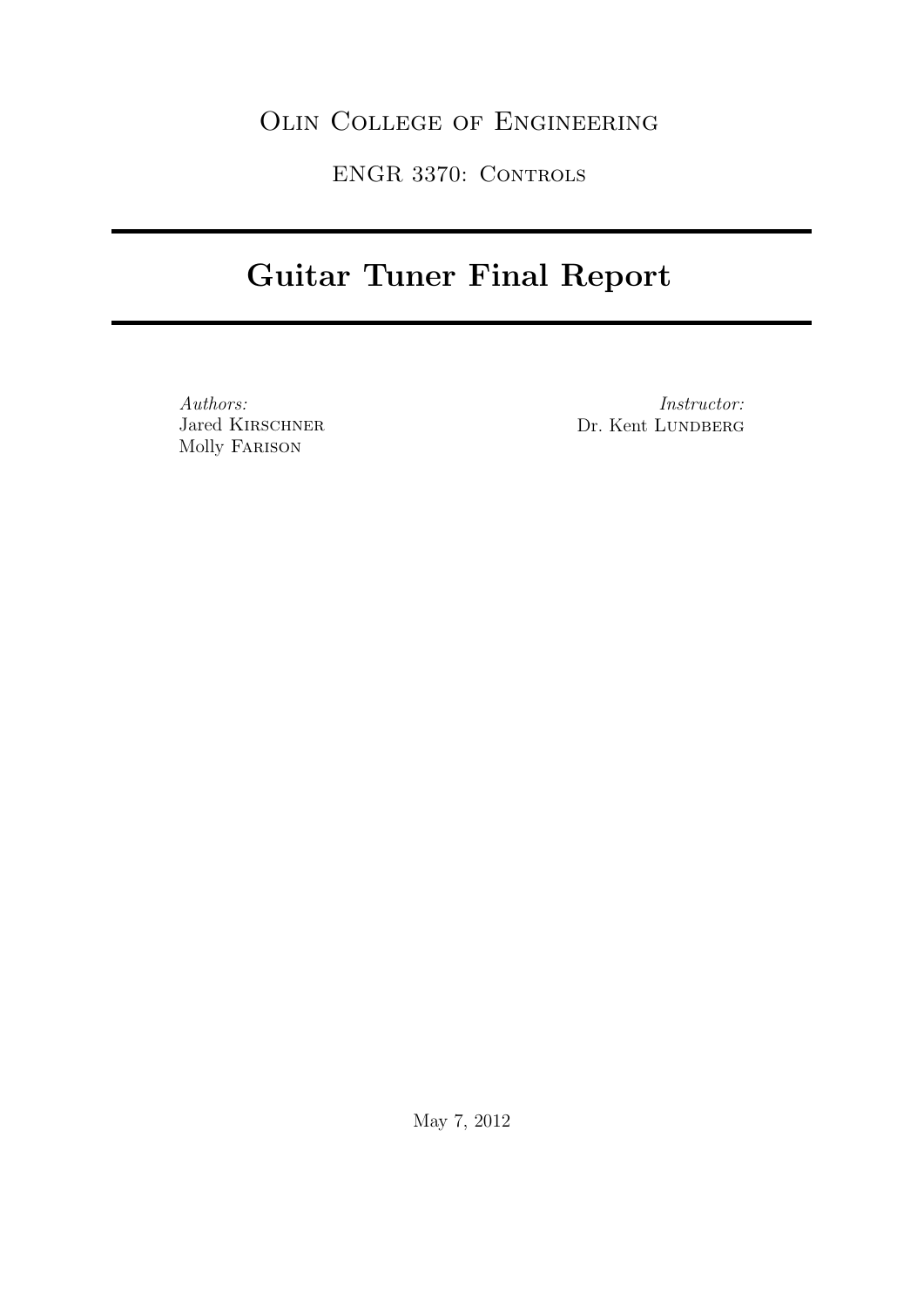Olin College of Engineering

ENGR 3370: Controls

# Guitar Tuner Final Report

*Authors:*
Jared Kirschner
Molly Farison

*Instructor:*
Dr. Kent Lundberg

May 7, 2012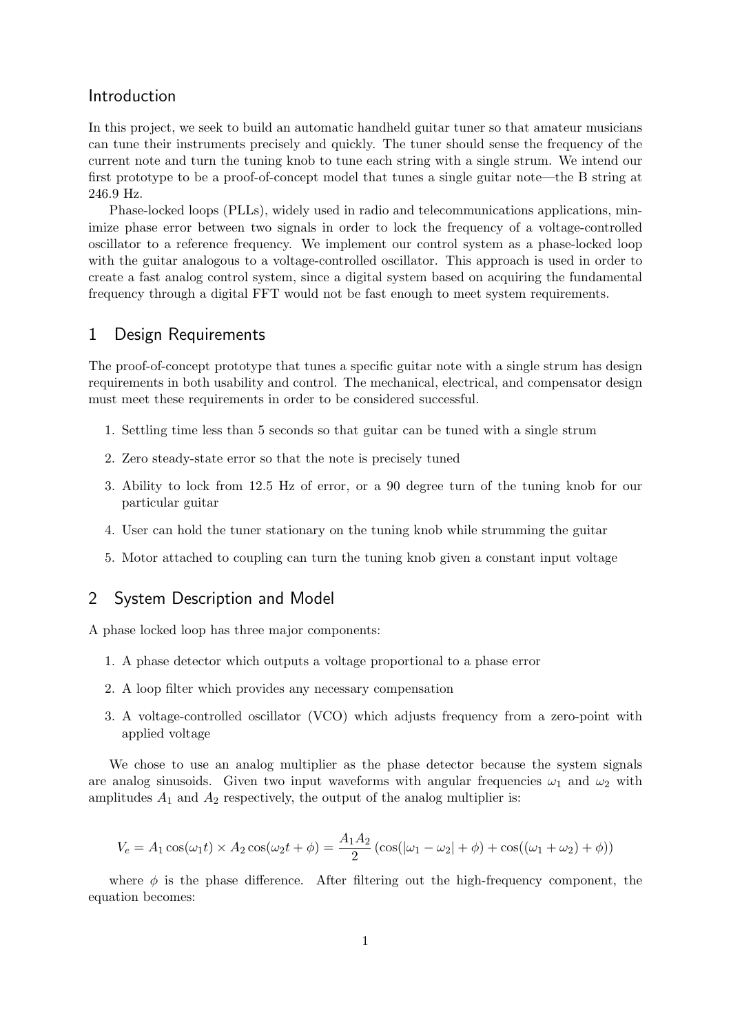## Introduction

In this project, we seek to build an automatic handheld guitar tuner so that amateur musicians can tune their instruments precisely and quickly. The tuner should sense the frequency of the current note and turn the tuning knob to tune each string with a single strum. We intend our first prototype to be a proof-of-concept model that tunes a single guitar note—the B string at 246.9 Hz.

Phase-locked loops (PLLs), widely used in radio and telecommunications applications, minimize phase error between two signals in order to lock the frequency of a voltage-controlled oscillator to a reference frequency. We implement our control system as a phase-locked loop with the guitar analogous to a voltage-controlled oscillator. This approach is used in order to create a fast analog control system, since a digital system based on acquiring the fundamental frequency through a digital FFT would not be fast enough to meet system requirements.

## 1 Design Requirements

The proof-of-concept prototype that tunes a specific guitar note with a single strum has design requirements in both usability and control. The mechanical, electrical, and compensator design must meet these requirements in order to be considered successful.

1. Settling time less than 5 seconds so that guitar can be tuned with a single strum
2. Zero steady-state error so that the note is precisely tuned
3. Ability to lock from 12.5 Hz of error, or a 90 degree turn of the tuning knob for our particular guitar
4. User can hold the tuner stationary on the tuning knob while strumming the guitar
5. Motor attached to coupling can turn the tuning knob given a constant input voltage

## 2 System Description and Model

A phase locked loop has three major components:

1. A phase detector which outputs a voltage proportional to a phase error
2. A loop filter which provides any necessary compensation
3. A voltage-controlled oscillator (VCO) which adjusts frequency from a zero-point with applied voltage

We chose to use an analog multiplier as the phase detector because the system signals are analog sinusoids. Given two input waveforms with angular frequencies $\omega_1$ and $\omega_2$ with amplitudes $A_1$ and $A_2$ respectively, the output of the analog multiplier is:

$$V_e = A_1 \cos(\omega_1 t) \times A_2 \cos(\omega_2 t + \phi) = \frac{A_1 A_2}{2} \left( \cos(|\omega_1 - \omega_2| + \phi) + \cos((\omega_1 + \omega_2) + \phi) \right)$$

where $\phi$ is the phase difference. After filtering out the high-frequency component, the equation becomes: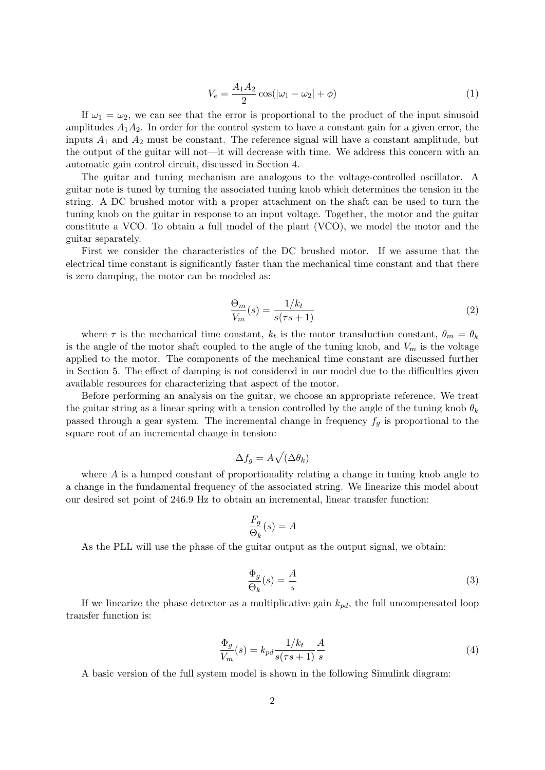$$V_e = \frac{A_1 A_2}{2} \cos(|\omega_1 - \omega_2| + \phi) \tag{1}$$

If $\omega_1 = \omega_2$, we can see that the error is proportional to the product of the input sinusoid amplitudes $A_1 A_2$. In order for the control system to have a constant gain for a given error, the inputs $A_1$ and $A_2$ must be constant. The reference signal will have a constant amplitude, but the output of the guitar will not—it will decrease with time. We address this concern with an automatic gain control circuit, discussed in Section 4.

The guitar and tuning mechanism are analogous to the voltage-controlled oscillator. A guitar note is tuned by turning the associated tuning knob which determines the tension in the string. A DC brushed motor with a proper attachment on the shaft can be used to turn the tuning knob on the guitar in response to an input voltage. Together, the motor and the guitar constitute a VCO. To obtain a full model of the plant (VCO), we model the motor and the guitar separately.

First we consider the characteristics of the DC brushed motor. If we assume that the electrical time constant is significantly faster than the mechanical time constant and that there is zero damping, the motor can be modeled as:

$$\frac{\Theta_m}{V_m}(s) = \frac{1/k_t}{s(\tau s + 1)} \tag{2}$$

where $\tau$ is the mechanical time constant, $k_t$ is the motor transduction constant, $\theta_m = \theta_k$ is the angle of the motor shaft coupled to the angle of the tuning knob, and $V_m$ is the voltage applied to the motor. The components of the mechanical time constant are discussed further in Section 5. The effect of damping is not considered in our model due to the difficulties given available resources for characterizing that aspect of the motor.

Before performing an analysis on the guitar, we choose an appropriate reference. We treat the guitar string as a linear spring with a tension controlled by the angle of the tuning knob $\theta_k$ passed through a gear system. The incremental change in frequency $f_g$ is proportional to the square root of an incremental change in tension:

$$\Delta f_g = A\sqrt{(\Delta\theta_k)}$$

where $A$ is a lumped constant of proportionality relating a change in tuning knob angle to a change in the fundamental frequency of the associated string. We linearize this model about our desired set point of 246.9 Hz to obtain an incremental, linear transfer function:

$$\frac{F_g}{\Theta_k}(s) = A$$

As the PLL will use the phase of the guitar output as the output signal, we obtain:

$$\frac{\Phi_g}{\Theta_k}(s) = \frac{A}{s} \tag{3}$$

If we linearize the phase detector as a multiplicative gain $k_{pd}$, the full uncompensated loop transfer function is:

$$\frac{\Phi_g}{V_m}(s) = k_{pd}\frac{1/k_t}{s(\tau s + 1)}\frac{A}{s} \tag{4}$$

A basic version of the full system model is shown in the following Simulink diagram: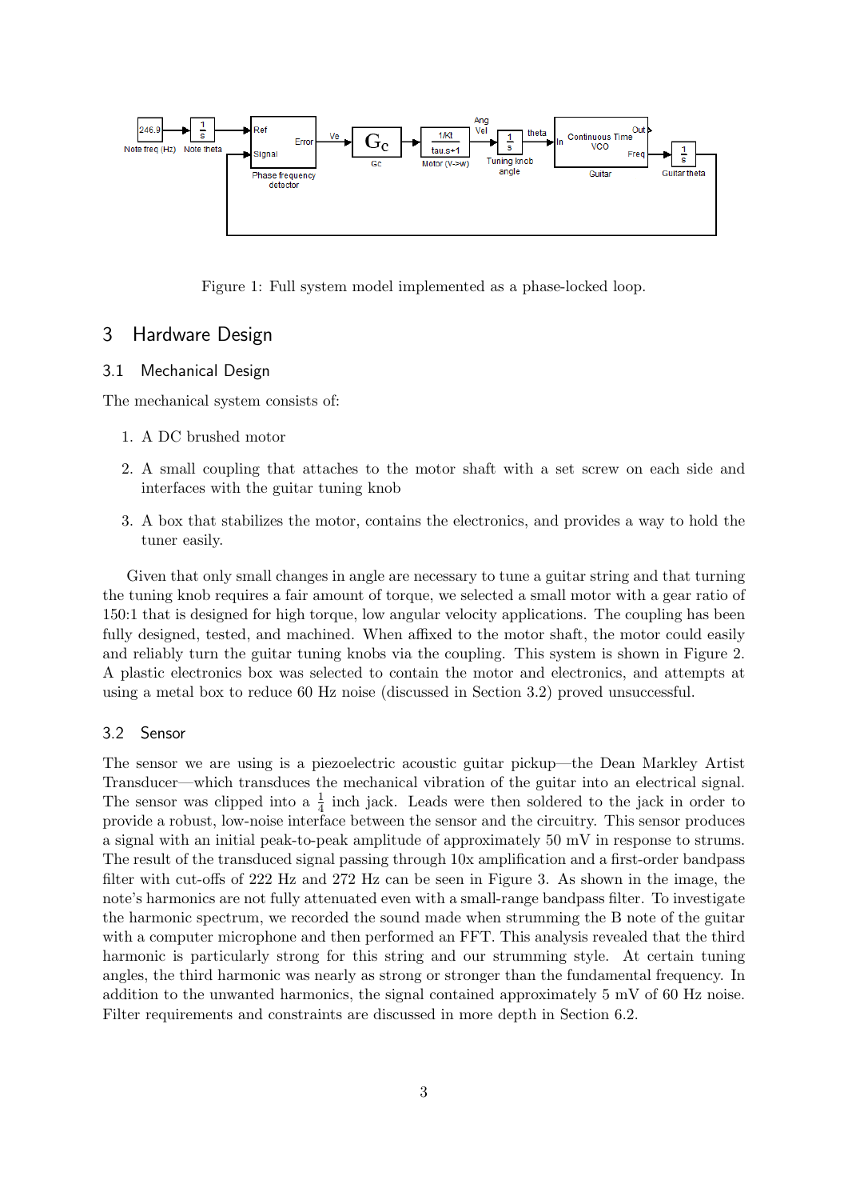Figure 1: Full system model implemented as a phase-locked loop.

# 3 Hardware Design

## 3.1 Mechanical Design

The mechanical system consists of:

1. A DC brushed motor
2. A small coupling that attaches to the motor shaft with a set screw on each side and interfaces with the guitar tuning knob
3. A box that stabilizes the motor, contains the electronics, and provides a way to hold the tuner easily.

Given that only small changes in angle are necessary to tune a guitar string and that turning the tuning knob requires a fair amount of torque, we selected a small motor with a gear ratio of 150:1 that is designed for high torque, low angular velocity applications. The coupling has been fully designed, tested, and machined. When affixed to the motor shaft, the motor could easily and reliably turn the guitar tuning knobs via the coupling. This system is shown in Figure 2. A plastic electronics box was selected to contain the motor and electronics, and attempts at using a metal box to reduce 60 Hz noise (discussed in Section 3.2) proved unsuccessful.

## 3.2 Sensor

The sensor we are using is a piezoelectric acoustic guitar pickup—the Dean Markley Artist Transducer—which transduces the mechanical vibration of the guitar into an electrical signal. The sensor was clipped into a $\frac{1}{4}$ inch jack. Leads were then soldered to the jack in order to provide a robust, low-noise interface between the sensor and the circuitry. This sensor produces a signal with an initial peak-to-peak amplitude of approximately 50 mV in response to strums. The result of the transduced signal passing through 10x amplification and a first-order bandpass filter with cut-offs of 222 Hz and 272 Hz can be seen in Figure 3. As shown in the image, the note's harmonics are not fully attenuated even with a small-range bandpass filter. To investigate the harmonic spectrum, we recorded the sound made when strumming the B note of the guitar with a computer microphone and then performed an FFT. This analysis revealed that the third harmonic is particularly strong for this string and our strumming style. At certain tuning angles, the third harmonic was nearly as strong or stronger than the fundamental frequency. In addition to the unwanted harmonics, the signal contained approximately 5 mV of 60 Hz noise. Filter requirements and constraints are discussed in more depth in Section 6.2.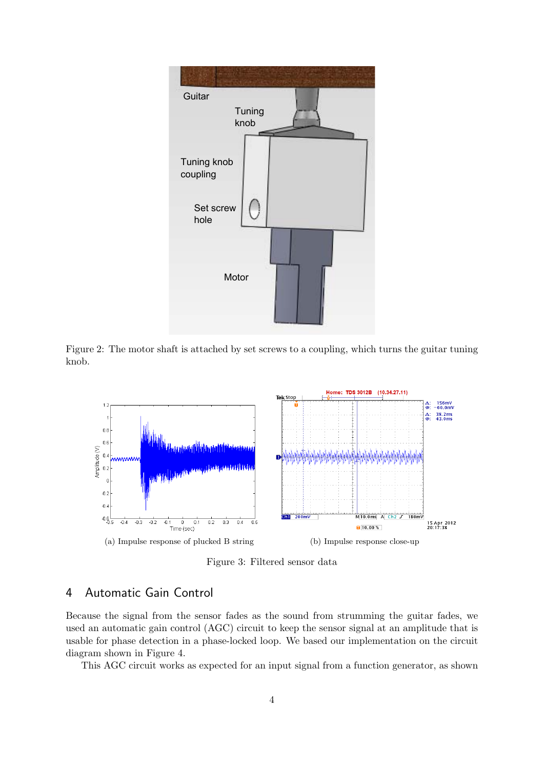Figure 2: The motor shaft is attached by set screws to a coupling, which turns the guitar tuning knob.

(a) Impulse response of plucked B string

(b) Impulse response close-up

Figure 3: Filtered sensor data

## 4 Automatic Gain Control

Because the signal from the sensor fades as the sound from strumming the guitar fades, we used an automatic gain control (AGC) circuit to keep the sensor signal at an amplitude that is usable for phase detection in a phase-locked loop. We based our implementation on the circuit diagram shown in Figure 4.

This AGC circuit works as expected for an input signal from a function generator, as shown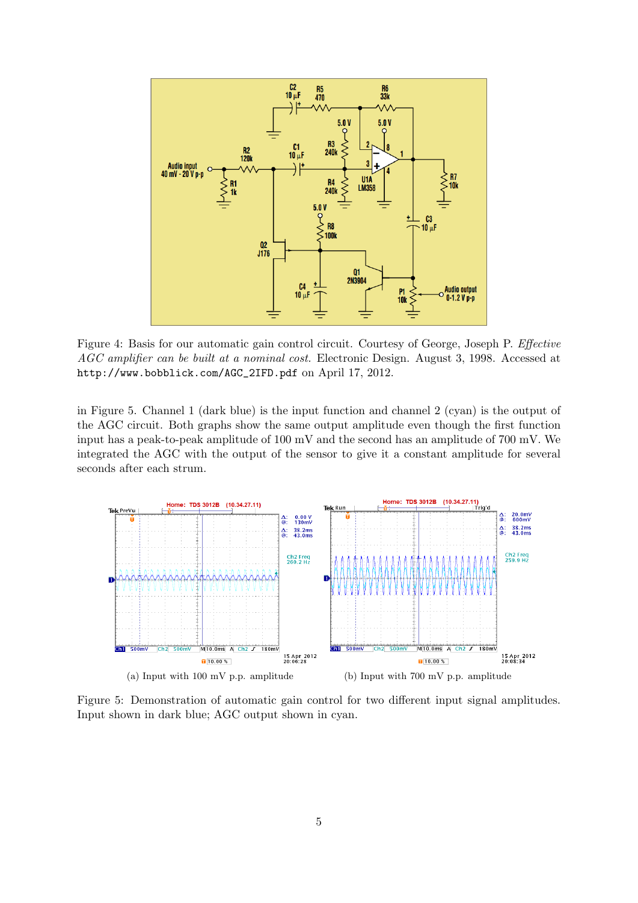Figure 4: Basis for our automatic gain control circuit. Courtesy of George, Joseph P. *Effective AGC amplifier can be built at a nominal cost.* Electronic Design. August 3, 1998. Accessed at `http://www.bobblick.com/AGC_2IFD.pdf` on April 17, 2012.

in Figure 5. Channel 1 (dark blue) is the input function and channel 2 (cyan) is the output of the AGC circuit. Both graphs show the same output amplitude even though the first function input has a peak-to-peak amplitude of 100 mV and the second has an amplitude of 700 mV. We integrated the AGC with the output of the sensor to give it a constant amplitude for several seconds after each strum.

(a) Input with 100 mV p.p. amplitude

(b) Input with 700 mV p.p. amplitude

Figure 5: Demonstration of automatic gain control for two different input signal amplitudes. Input shown in dark blue; AGC output shown in cyan.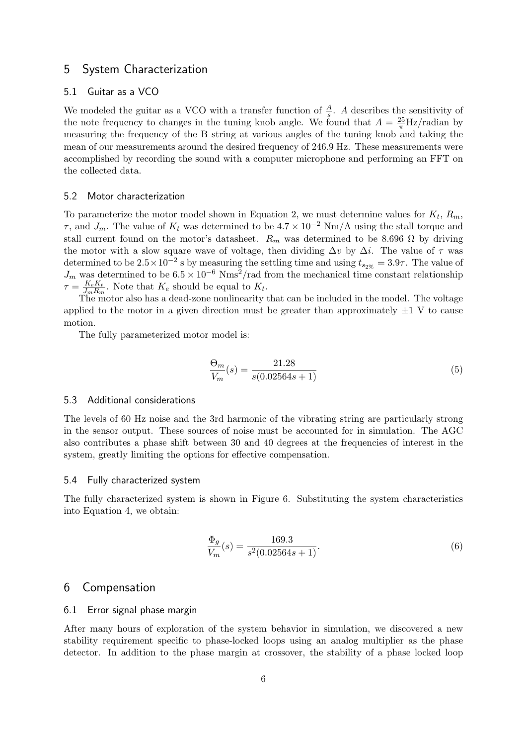## 5 System Characterization

### 5.1 Guitar as a VCO

We modeled the guitar as a VCO with a transfer function of $\frac{A}{s}$. $A$ describes the sensitivity of the note frequency to changes in the tuning knob angle. We found that $A = \frac{25}{\pi}$Hz/radian by measuring the frequency of the B string at various angles of the tuning knob and taking the mean of our measurements around the desired frequency of 246.9 Hz. These measurements were accomplished by recording the sound with a computer microphone and performing an FFT on the collected data.

### 5.2 Motor characterization

To parameterize the motor model shown in Equation 2, we must determine values for $K_t$, $R_m$, $\tau$, and $J_m$. The value of $K_t$ was determined to be $4.7 \times 10^{-2}$ Nm/A using the stall torque and stall current found on the motor's datasheet. $R_m$ was determined to be 8.696 $\Omega$ by driving the motor with a slow square wave of voltage, then dividing $\Delta v$ by $\Delta i$. The value of $\tau$ was determined to be $2.5 \times 10^{-2}$ s by measuring the settling time and using $t_{s_{2\%}} = 3.9\tau$. The value of $J_m$ was determined to be $6.5 \times 10^{-6}$ Nms$^2$/rad from the mechanical time constant relationship $\tau = \frac{K_e K_t}{J_m R_m}$. Note that $K_e$ should be equal to $K_t$.

The motor also has a dead-zone nonlinearity that can be included in the model. The voltage applied to the motor in a given direction must be greater than approximately $\pm 1$ V to cause motion.

The fully parameterized motor model is:

$$\frac{\Theta_m}{V_m}(s) = \frac{21.28}{s(0.02564s + 1)} \tag{5}$$

### 5.3 Additional considerations

The levels of 60 Hz noise and the 3rd harmonic of the vibrating string are particularly strong in the sensor output. These sources of noise must be accounted for in simulation. The AGC also contributes a phase shift between 30 and 40 degrees at the frequencies of interest in the system, greatly limiting the options for effective compensation.

### 5.4 Fully characterized system

The fully characterized system is shown in Figure 6. Substituting the system characteristics into Equation 4, we obtain:

$$\frac{\Phi_g}{V_m}(s) = \frac{169.3}{s^2(0.02564s + 1)}. \tag{6}$$

## 6 Compensation

### 6.1 Error signal phase margin

After many hours of exploration of the system behavior in simulation, we discovered a new stability requirement specific to phase-locked loops using an analog multiplier as the phase detector. In addition to the phase margin at crossover, the stability of a phase locked loop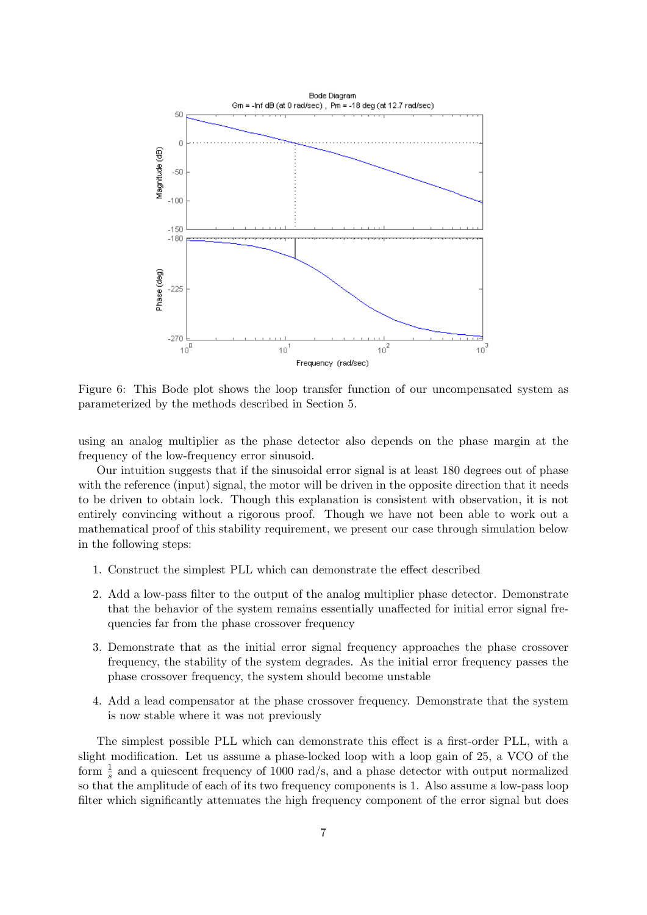Figure 6: This Bode plot shows the loop transfer function of our uncompensated system as parameterized by the methods described in Section 5.

using an analog multiplier as the phase detector also depends on the phase margin at the frequency of the low-frequency error sinusoid.

Our intuition suggests that if the sinusoidal error signal is at least 180 degrees out of phase with the reference (input) signal, the motor will be driven in the opposite direction that it needs to be driven to obtain lock. Though this explanation is consistent with observation, it is not entirely convincing without a rigorous proof. Though we have not been able to work out a mathematical proof of this stability requirement, we present our case through simulation below in the following steps:

1. Construct the simplest PLL which can demonstrate the effect described
2. Add a low-pass filter to the output of the analog multiplier phase detector. Demonstrate that the behavior of the system remains essentially unaffected for initial error signal frequencies far from the phase crossover frequency
3. Demonstrate that as the initial error signal frequency approaches the phase crossover frequency, the stability of the system degrades. As the initial error frequency passes the phase crossover frequency, the system should become unstable
4. Add a lead compensator at the phase crossover frequency. Demonstrate that the system is now stable where it was not previously

The simplest possible PLL which can demonstrate this effect is a first-order PLL, with a slight modification. Let us assume a phase-locked loop with a loop gain of 25, a VCO of the form $\frac{1}{s}$ and a quiescent frequency of 1000 rad/s, and a phase detector with output normalized so that the amplitude of each of its two frequency components is 1. Also assume a low-pass loop filter which significantly attenuates the high frequency component of the error signal but does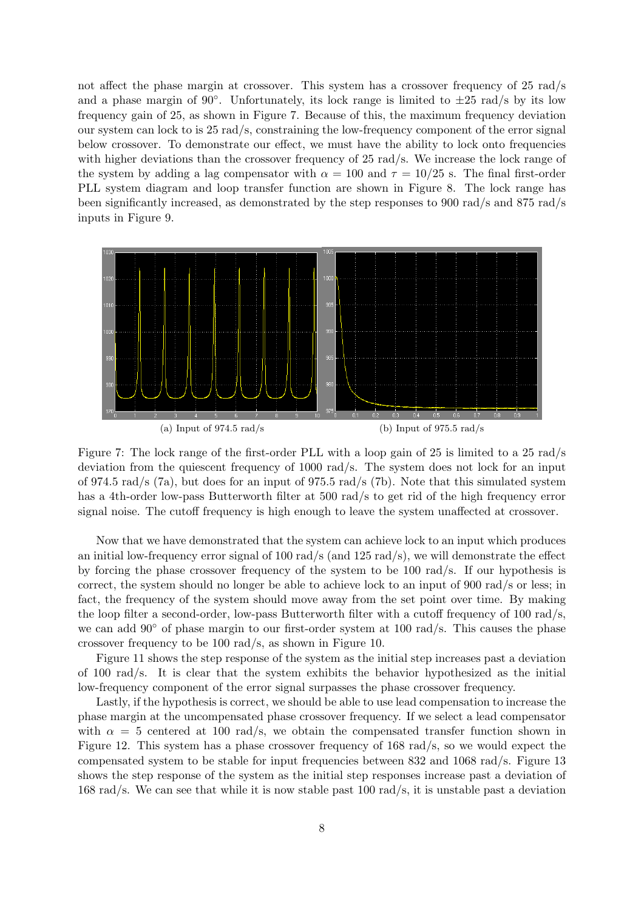not affect the phase margin at crossover. This system has a crossover frequency of 25 rad/s and a phase margin of 90°. Unfortunately, its lock range is limited to ±25 rad/s by its low frequency gain of 25, as shown in Figure 7. Because of this, the maximum frequency deviation our system can lock to is 25 rad/s, constraining the low-frequency component of the error signal below crossover. To demonstrate our effect, we must have the ability to lock onto frequencies with higher deviations than the crossover frequency of 25 rad/s. We increase the lock range of the system by adding a lag compensator with $\alpha = 100$ and $\tau = 10/25$ s. The final first-order PLL system diagram and loop transfer function are shown in Figure 8. The lock range has been significantly increased, as demonstrated by the step responses to 900 rad/s and 875 rad/s inputs in Figure 9.

(a) Input of 974.5 rad/s

(b) Input of 975.5 rad/s

Figure 7: The lock range of the first-order PLL with a loop gain of 25 is limited to a 25 rad/s deviation from the quiescent frequency of 1000 rad/s. The system does not lock for an input of 974.5 rad/s (7a), but does for an input of 975.5 rad/s (7b). Note that this simulated system has a 4th-order low-pass Butterworth filter at 500 rad/s to get rid of the high frequency error signal noise. The cutoff frequency is high enough to leave the system unaffected at crossover.

Now that we have demonstrated that the system can achieve lock to an input which produces an initial low-frequency error signal of 100 rad/s (and 125 rad/s), we will demonstrate the effect by forcing the phase crossover frequency of the system to be 100 rad/s. If our hypothesis is correct, the system should no longer be able to achieve lock to an input of 900 rad/s or less; in fact, the frequency of the system should move away from the set point over time. By making the loop filter a second-order, low-pass Butterworth filter with a cutoff frequency of 100 rad/s, we can add 90° of phase margin to our first-order system at 100 rad/s. This causes the phase crossover frequency to be 100 rad/s, as shown in Figure 10.

Figure 11 shows the step response of the system as the initial step increases past a deviation of 100 rad/s. It is clear that the system exhibits the behavior hypothesized as the initial low-frequency component of the error signal surpasses the phase crossover frequency.

Lastly, if the hypothesis is correct, we should be able to use lead compensation to increase the phase margin at the uncompensated phase crossover frequency. If we select a lead compensator with $\alpha = 5$ centered at 100 rad/s, we obtain the compensated transfer function shown in Figure 12. This system has a phase crossover frequency of 168 rad/s, so we would expect the compensated system to be stable for input frequencies between 832 and 1068 rad/s. Figure 13 shows the step response of the system as the initial step responses increase past a deviation of 168 rad/s. We can see that while it is now stable past 100 rad/s, it is unstable past a deviation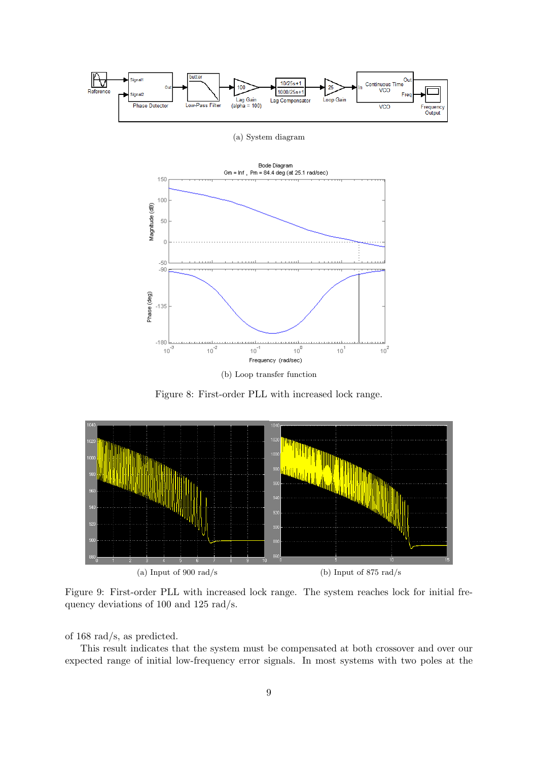(a) System diagram

(b) Loop transfer function

Figure 8: First-order PLL with increased lock range.

(a) Input of 900 rad/s

(b) Input of 875 rad/s

Figure 9: First-order PLL with increased lock range. The system reaches lock for initial frequency deviations of 100 and 125 rad/s.

of 168 rad/s, as predicted.

This result indicates that the system must be compensated at both crossover and over our expected range of initial low-frequency error signals. In most systems with two poles at the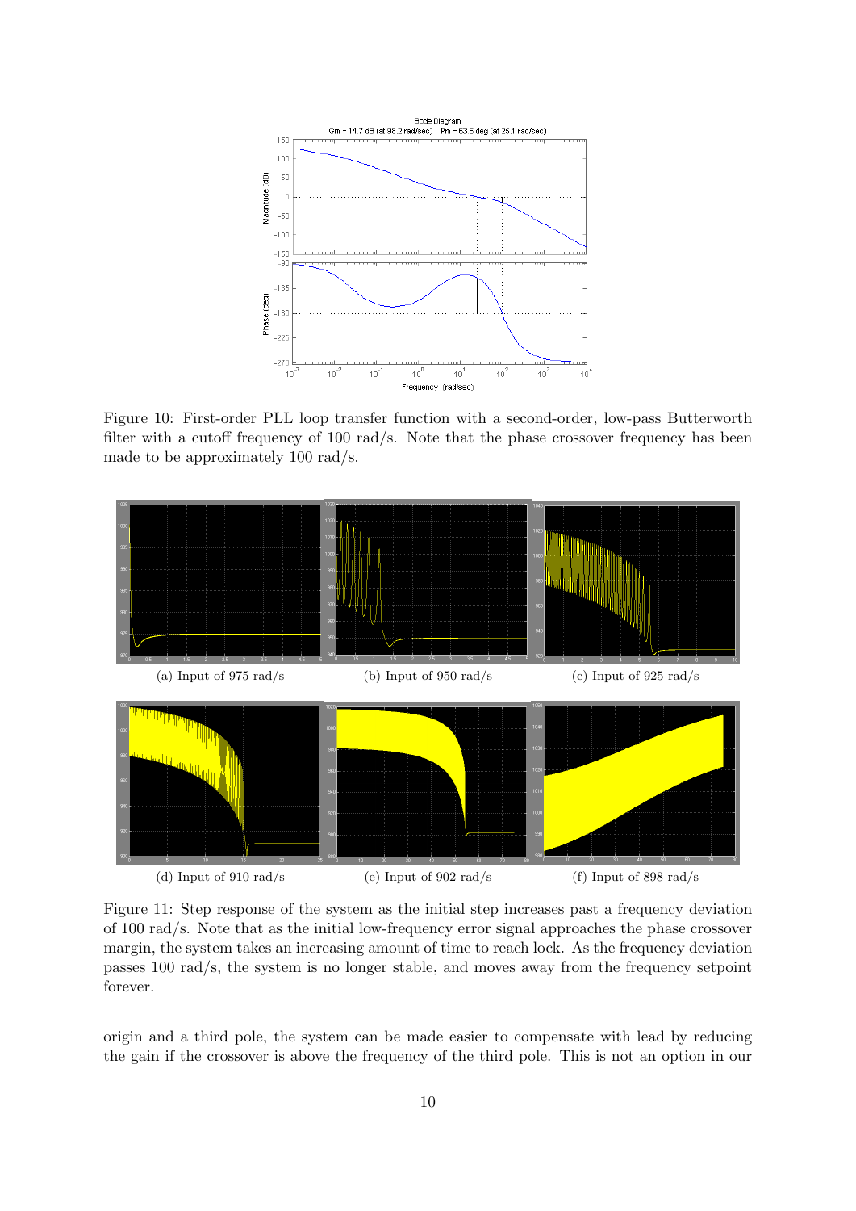Figure 10: First-order PLL loop transfer function with a second-order, low-pass Butterworth filter with a cutoff frequency of 100 rad/s. Note that the phase crossover frequency has been made to be approximately 100 rad/s.

(a) Input of 975 rad/s

(b) Input of 950 rad/s

(c) Input of 925 rad/s

(d) Input of 910 rad/s

(e) Input of 902 rad/s

(f) Input of 898 rad/s

Figure 11: Step response of the system as the initial step increases past a frequency deviation of 100 rad/s. Note that as the initial low-frequency error signal approaches the phase crossover margin, the system takes an increasing amount of time to reach lock. As the frequency deviation passes 100 rad/s, the system is no longer stable, and moves away from the frequency setpoint forever.

origin and a third pole, the system can be made easier to compensate with lead by reducing the gain if the crossover is above the frequency of the third pole. This is not an option in our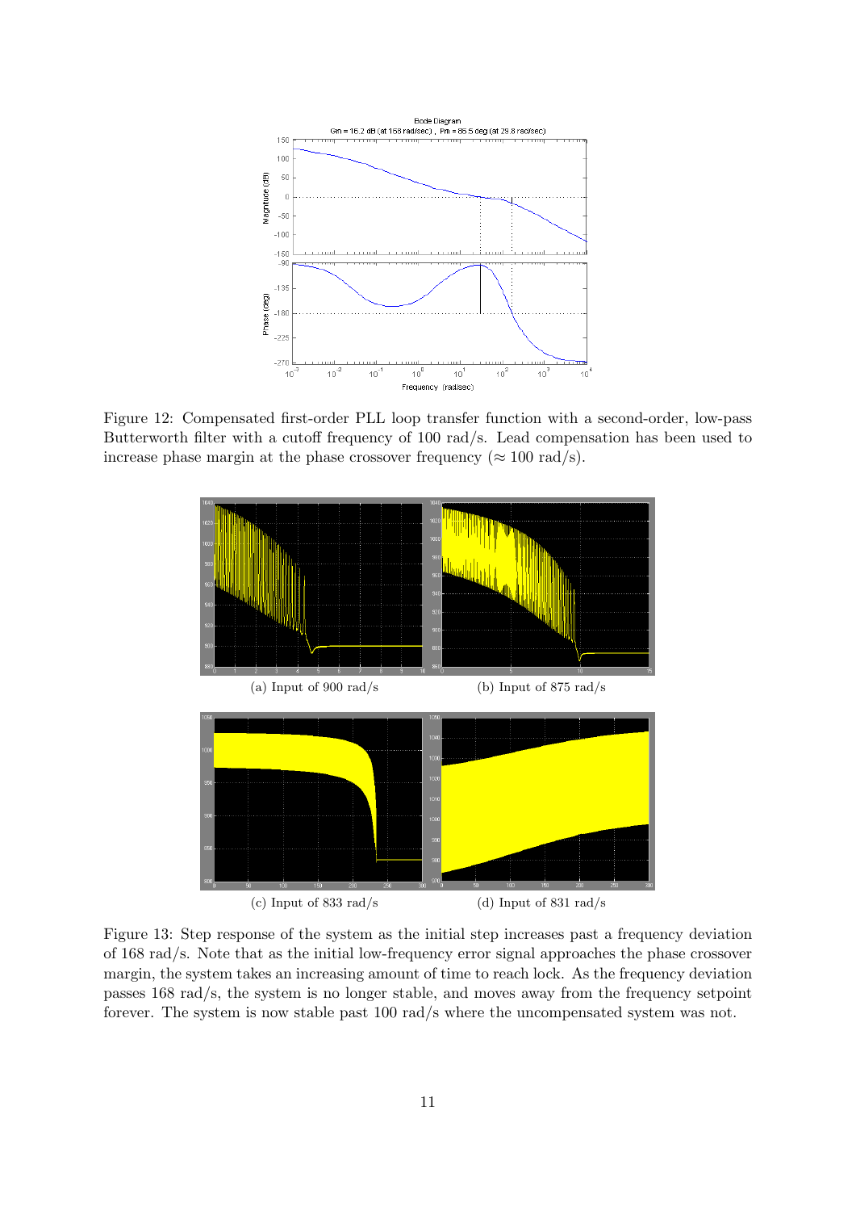Figure 12: Compensated first-order PLL loop transfer function with a second-order, low-pass Butterworth filter with a cutoff frequency of 100 rad/s. Lead compensation has been used to increase phase margin at the phase crossover frequency ($\approx$ 100 rad/s).

(a) Input of 900 rad/s

(b) Input of 875 rad/s

(c) Input of 833 rad/s

(d) Input of 831 rad/s

Figure 13: Step response of the system as the initial step increases past a frequency deviation of 168 rad/s. Note that as the initial low-frequency error signal approaches the phase crossover margin, the system takes an increasing amount of time to reach lock. As the frequency deviation passes 168 rad/s, the system is no longer stable, and moves away from the frequency setpoint forever. The system is now stable past 100 rad/s where the uncompensated system was not.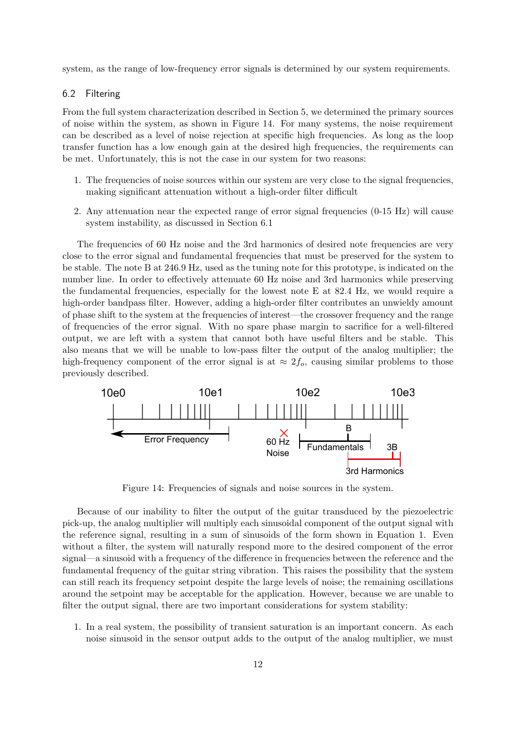system, as the range of low-frequency error signals is determined by our system requirements.

### 6.2 Filtering

From the full system characterization described in Section 5, we determined the primary sources of noise within the system, as shown in Figure 14. For many systems, the noise requirement can be described as a level of noise rejection at specific high frequencies. As long as the loop transfer function has a low enough gain at the desired high frequencies, the requirements can be met. Unfortunately, this is not the case in our system for two reasons:

1. The frequencies of noise sources within our system are very close to the signal frequencies, making significant attenuation without a high-order filter difficult
2. Any attenuation near the expected range of error signal frequencies (0-15 Hz) will cause system instability, as discussed in Section 6.1

The frequencies of 60 Hz noise and the 3rd harmonics of desired note frequencies are very close to the error signal and fundamental frequencies that must be preserved for the system to be stable. The note B at 246.9 Hz, used as the tuning note for this prototype, is indicated on the number line. In order to effectively attenuate 60 Hz noise and 3rd harmonics while preserving the fundamental frequencies, especially for the lowest note E at 82.4 Hz, we would require a high-order bandpass filter. However, adding a high-order filter contributes an unwieldy amount of phase shift to the system at the frequencies of interest—the crossover frequency and the range of frequencies of the error signal. With no spare phase margin to sacrifice for a well-filtered output, we are left with a system that cannot both have useful filters and be stable. This also means that we will be unable to low-pass filter the output of the analog multiplier; the high-frequency component of the error signal is at $\approx 2f_o$, causing similar problems to those previously described.

Figure 14: Frequencies of signals and noise sources in the system.

Because of our inability to filter the output of the guitar transduced by the piezoelectric pick-up, the analog multiplier will multiply each sinusoidal component of the output signal with the reference signal, resulting in a sum of sinusoids of the form shown in Equation 1. Even without a filter, the system will naturally respond more to the desired component of the error signal—a sinusoid with a frequency of the difference in frequencies between the reference and the fundamental frequency of the guitar string vibration. This raises the possibility that the system can still reach its frequency setpoint despite the large levels of noise; the remaining oscillations around the setpoint may be acceptable for the application. However, because we are unable to filter the output signal, there are two important considerations for system stability:

1. In a real system, the possibility of transient saturation is an important concern. As each noise sinusoid in the sensor output adds to the output of the analog multiplier, we must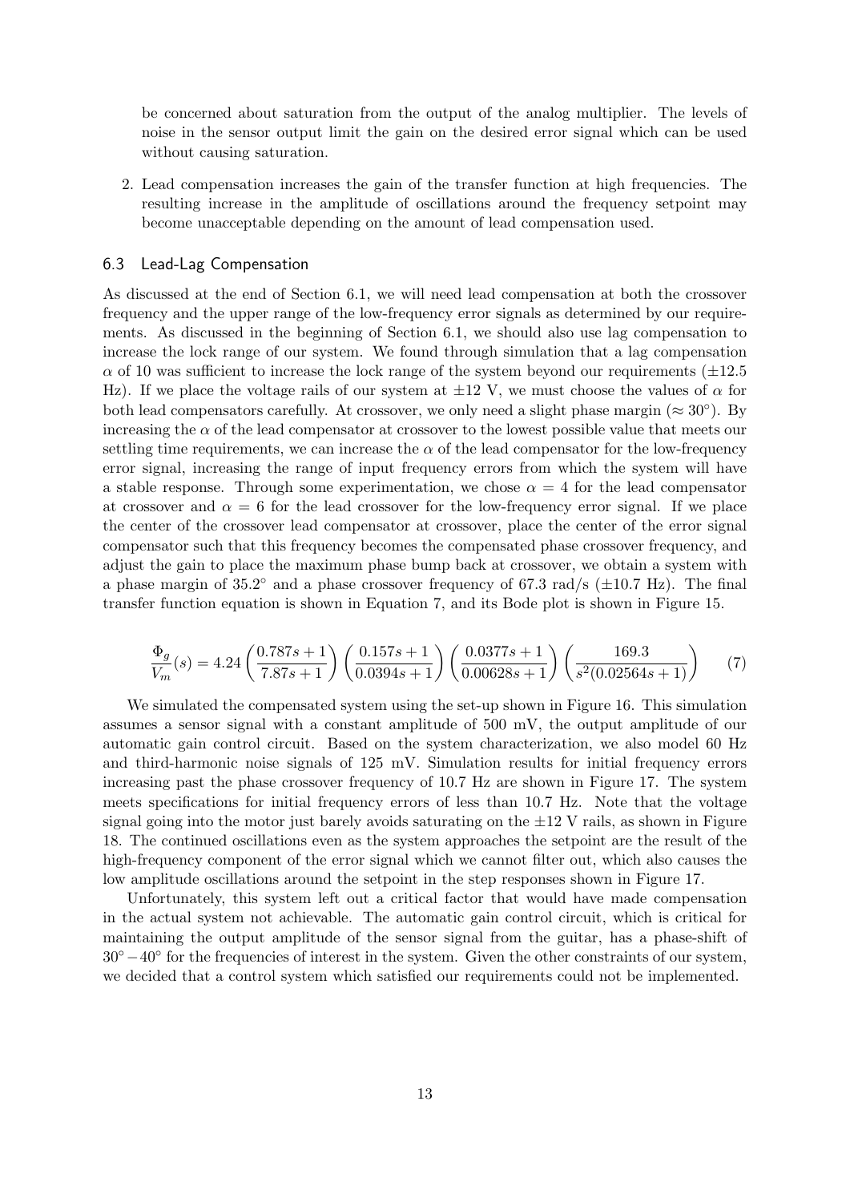be concerned about saturation from the output of the analog multiplier. The levels of noise in the sensor output limit the gain on the desired error signal which can be used without causing saturation.

2. Lead compensation increases the gain of the transfer function at high frequencies. The resulting increase in the amplitude of oscillations around the frequency setpoint may become unacceptable depending on the amount of lead compensation used.

### 6.3 Lead-Lag Compensation

As discussed at the end of Section 6.1, we will need lead compensation at both the crossover frequency and the upper range of the low-frequency error signals as determined by our requirements. As discussed in the beginning of Section 6.1, we should also use lag compensation to increase the lock range of our system. We found through simulation that a lag compensation $\alpha$ of 10 was sufficient to increase the lock range of the system beyond our requirements ($\pm 12.5$ Hz). If we place the voltage rails of our system at $\pm 12$ V, we must choose the values of $\alpha$ for both lead compensators carefully. At crossover, we only need a slight phase margin ($\approx 30^\circ$). By increasing the $\alpha$ of the lead compensator at crossover to the lowest possible value that meets our settling time requirements, we can increase the $\alpha$ of the lead compensator for the low-frequency error signal, increasing the range of input frequency errors from which the system will have a stable response. Through some experimentation, we chose $\alpha = 4$ for the lead compensator at crossover and $\alpha = 6$ for the lead crossover for the low-frequency error signal. If we place the center of the crossover lead compensator at crossover, place the center of the error signal compensator such that this frequency becomes the compensated phase crossover frequency, and adjust the gain to place the maximum phase bump back at crossover, we obtain a system with a phase margin of $35.2^\circ$ and a phase crossover frequency of 67.3 rad/s ($\pm 10.7$ Hz). The final transfer function equation is shown in Equation 7, and its Bode plot is shown in Figure 15.

$$\frac{\Phi_g}{V_m}(s) = 4.24\left(\frac{0.787s+1}{7.87s+1}\right)\left(\frac{0.157s+1}{0.0394s+1}\right)\left(\frac{0.0377s+1}{0.00628s+1}\right)\left(\frac{169.3}{s^2(0.02564s+1)}\right) \tag{7}$$

We simulated the compensated system using the set-up shown in Figure 16. This simulation assumes a sensor signal with a constant amplitude of 500 mV, the output amplitude of our automatic gain control circuit. Based on the system characterization, we also model 60 Hz and third-harmonic noise signals of 125 mV. Simulation results for initial frequency errors increasing past the phase crossover frequency of 10.7 Hz are shown in Figure 17. The system meets specifications for initial frequency errors of less than 10.7 Hz. Note that the voltage signal going into the motor just barely avoids saturating on the $\pm 12$ V rails, as shown in Figure 18. The continued oscillations even as the system approaches the setpoint are the result of the high-frequency component of the error signal which we cannot filter out, which also causes the low amplitude oscillations around the setpoint in the step responses shown in Figure 17.

Unfortunately, this system left out a critical factor that would have made compensation in the actual system not achievable. The automatic gain control circuit, which is critical for maintaining the output amplitude of the sensor signal from the guitar, has a phase-shift of $30^\circ - 40^\circ$ for the frequencies of interest in the system. Given the other constraints of our system, we decided that a control system which satisfied our requirements could not be implemented.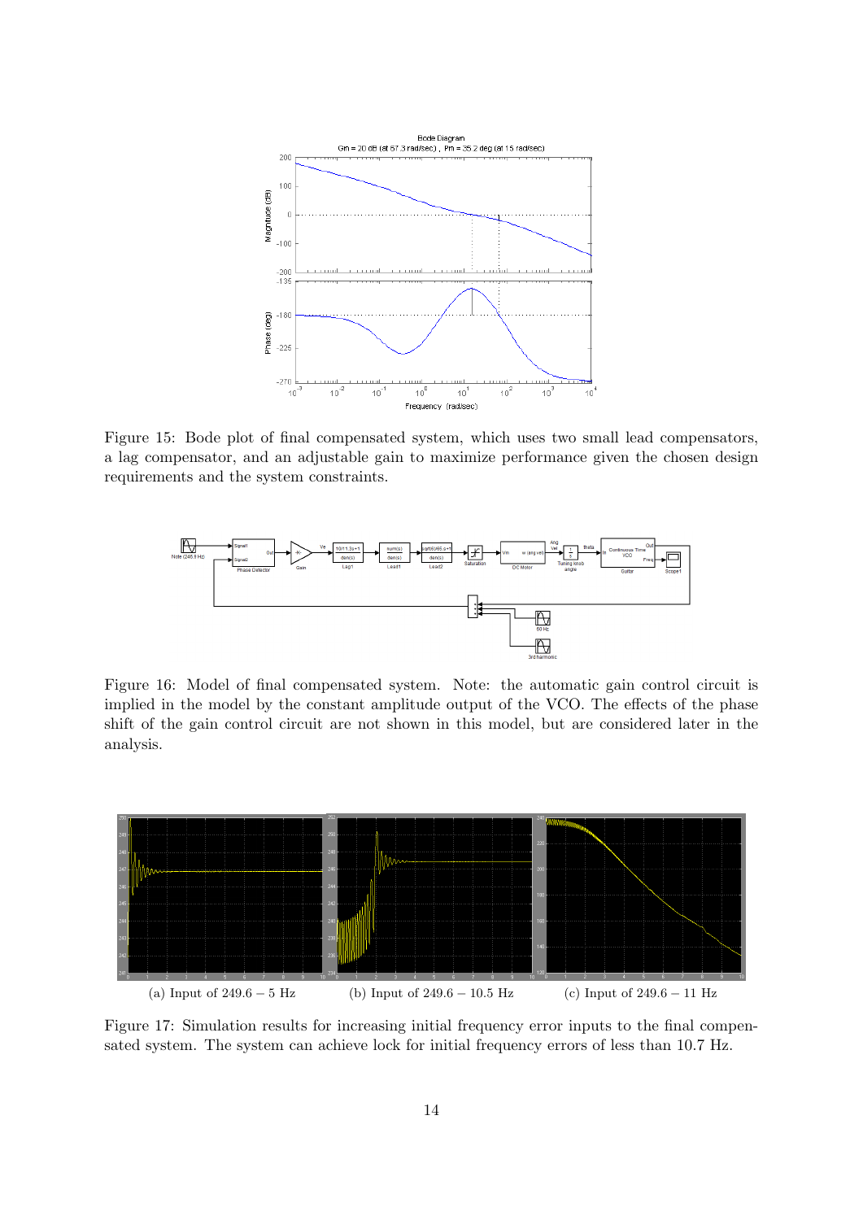Figure 15: Bode plot of final compensated system, which uses two small lead compensators, a lag compensator, and an adjustable gain to maximize performance given the design requirements and the system constraints.

Figure 16: Model of final compensated system. Note: the automatic gain control circuit is implied in the model by the constant amplitude output of the VCO. The effects of the phase shift of the gain control circuit are not shown in this model, but are considered later in the analysis.

(a) Input of 249.6 − 5 Hz (b) Input of 249.6 − 10.5 Hz (c) Input of 249.6 − 11 Hz

Figure 17: Simulation results for increasing initial frequency error inputs to the final compensated system. The system can achieve lock for initial frequency errors of less than 10.7 Hz.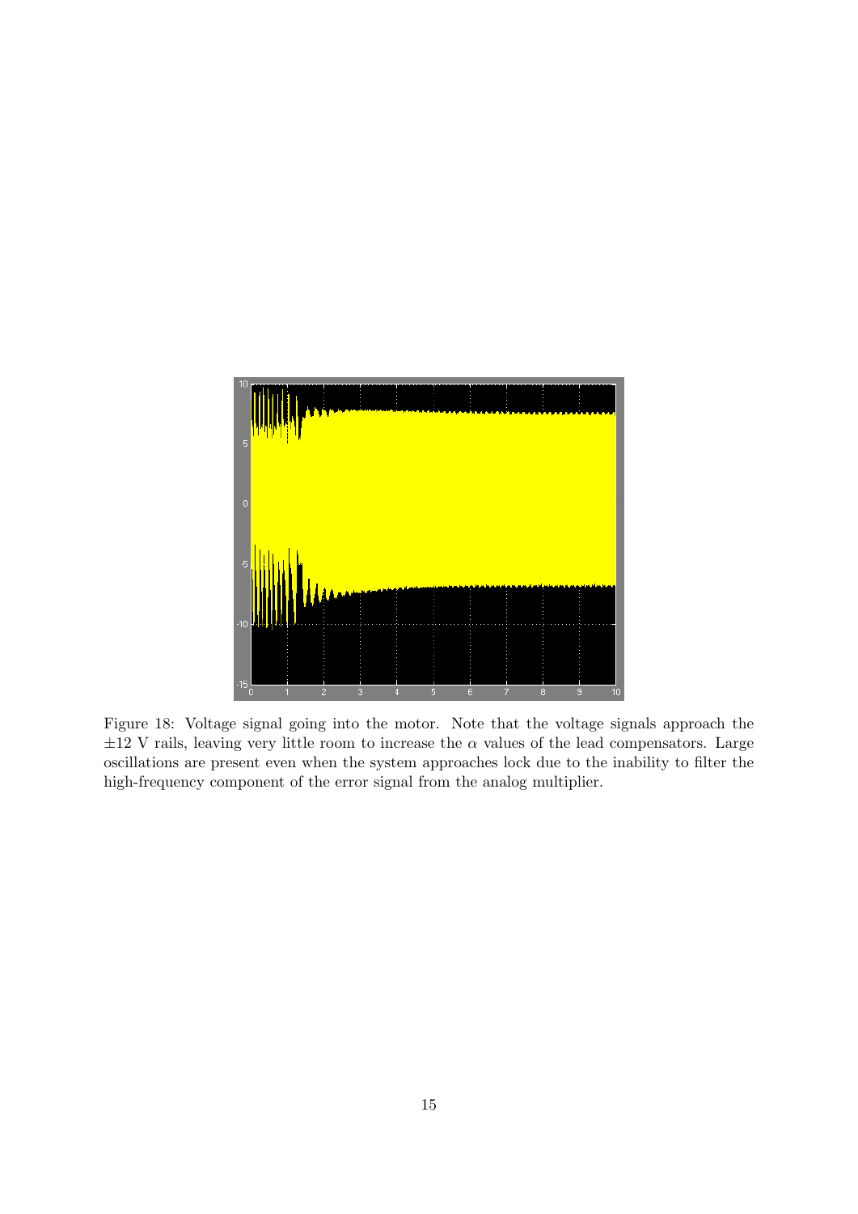Figure 18: Voltage signal going into the motor. Note that the voltage signals approach the $\pm 12$ V rails, leaving very little room to increase the $\alpha$ values of the lead compensators. Large oscillations are present even when the system approaches lock due to the inability to filter the high-frequency component of the error signal from the analog multiplier.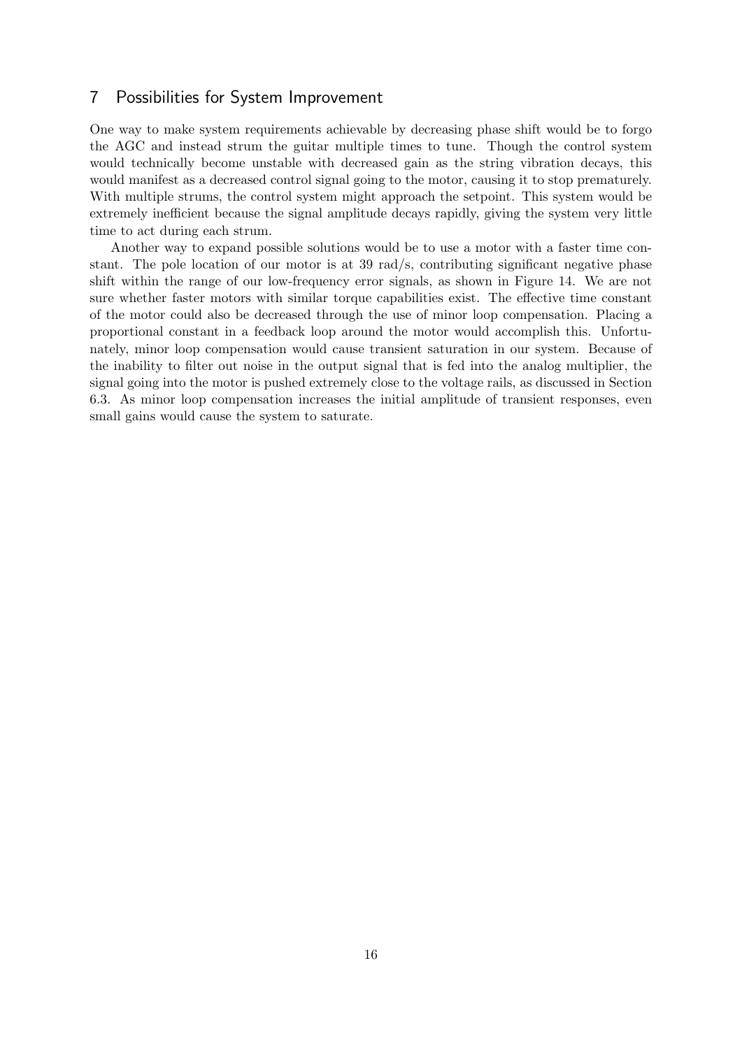## 7 Possibilities for System Improvement

One way to make system requirements achievable by decreasing phase shift would be to forgo the AGC and instead strum the guitar multiple times to tune. Though the control system would technically become unstable with decreased gain as the string vibration decays, this would manifest as a decreased control signal going to the motor, causing it to stop prematurely. With multiple strums, the control system might approach the setpoint. This system would be extremely inefficient because the signal amplitude decays rapidly, giving the system very little time to act during each strum.

Another way to expand possible solutions would be to use a motor with a faster time constant. The pole location of our motor is at 39 rad/s, contributing significant negative phase shift within the range of our low-frequency error signals, as shown in Figure 14. We are not sure whether faster motors with similar torque capabilities exist. The effective time constant of the motor could also be decreased through the use of minor loop compensation. Placing a proportional constant in a feedback loop around the motor would accomplish this. Unfortunately, minor loop compensation would cause transient saturation in our system. Because of the inability to filter out noise in the output signal that is fed into the analog multiplier, the signal going into the motor is pushed extremely close to the voltage rails, as discussed in Section 6.3. As minor loop compensation increases the initial amplitude of transient responses, even small gains would cause the system to saturate.